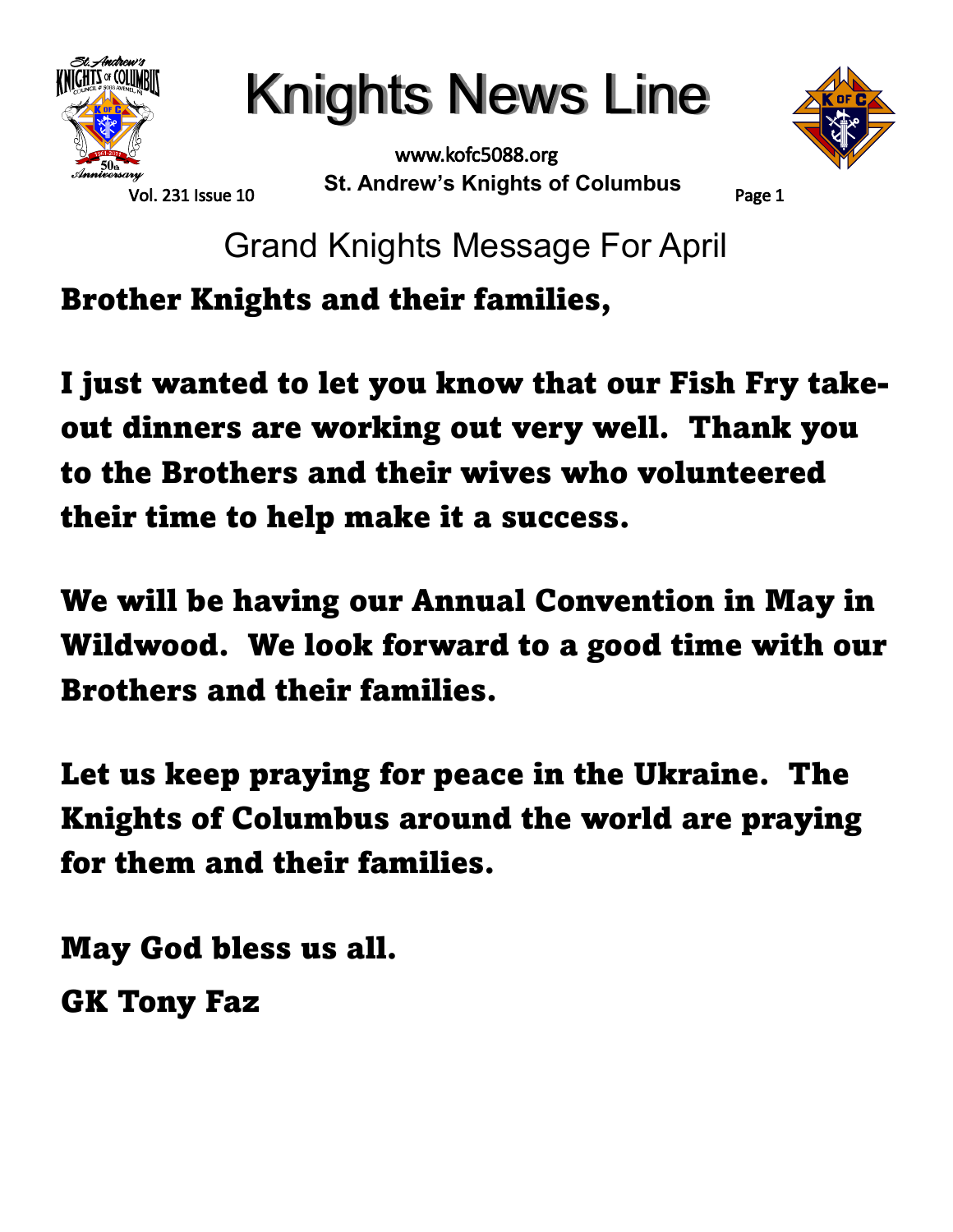# Knights News Line

www.kofc5088.org

St. Andrew's Knights of Columbus

## Grand Knights Message For April

**Brother Knights and their families,**

**I just wanted to let you know that our Fish Fry take-out dinners are working out very well. Thank you to the Brothers and their wives who volunteered their time to help make it a success.**

**We will be having our Annual Convention in May in Wildwood. We look forward to a good time with our Brothers and their families.**

**Let us keep praying for peace in the Ukraine. The Knights of Columbus around the world are praying for them and their families.**

**May God bless us all.**

**GK Tony Faz**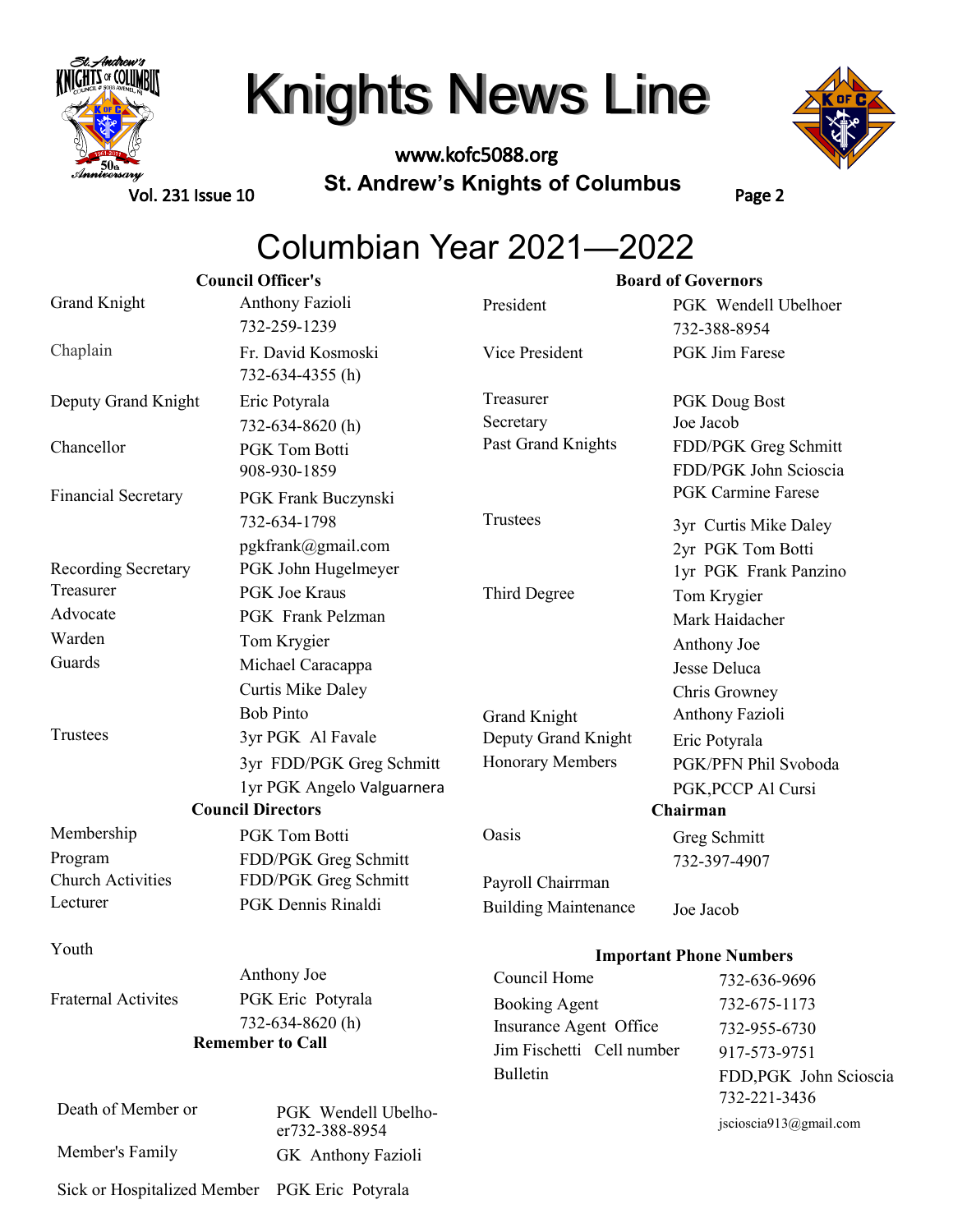# Knights News Line

www.kofc5088.org

St. Andrew's Knights of Columbus

## Columbian Year 2021—2022

### Council Officer's

| Position | Name |
|---|---|
| Grand Knight | Anthony Fazioli 732-259-1239 |
| Chaplain | Fr. David Kosmoski 732-634-4355 (h) |
| Deputy Grand Knight | Eric Potyrala 732-634-8620 (h) |
| Chancellor | PGK Tom Botti 908-930-1859 |
| Financial Secretary | PGK Frank Buczynski 732-634-1798 pgkfrank@gmail.com |
| Recording Secretary | PGK John Hugelmeyer |
| Treasurer | PGK Joe Kraus |
| Advocate | PGK Frank Pelzman |
| Warden | Tom Krygier |
| Guards | Michael Caracappa |
| | Curtis Mike Daley |
| | Bob Pinto |
| Trustees | 3yr PGK Al Favale |
| | 3yr FDD/PGK Greg Schmitt |
| | 1yr PGK Angelo Valguarnera |

### Council Directors

| Position | Name |
|---|---|
| Membership | PGK Tom Botti |
| Program | FDD/PGK Greg Schmitt |
| Church Activities | FDD/PGK Greg Schmitt |
| Lecturer | PGK Dennis Rinaldi |
| Youth | Anthony Joe |
| Fraternal Activites | PGK Eric Potyrala 732-634-8620 (h) |

### Remember to Call

| | |
|---|---|
| Death of Member or Member's Family | PGK Wendell Ubelhoer 732-388-8954 |
| | GK Anthony Fazioli |
| Sick or Hospitalized Member | PGK Eric Potyrala |

### Board of Governors

| Position | Name |
|---|---|
| President | PGK Wendell Ubelhoer 732-388-8954 |
| Vice President | PGK Jim Farese |
| Treasurer | PGK Doug Bost |
| Secretary | Joe Jacob |
| Past Grand Knights | FDD/PGK Greg Schmitt |
| | FDD/PGK John Scioscia |
| | PGK Carmine Farese |
| Trustees | 3yr Curtis Mike Daley |
| | 2yr PGK Tom Botti |
| | 1yr PGK Frank Panzino |
| Third Degree | Tom Krygier |
| | Mark Haidacher |
| | Anthony Joe |
| | Jesse Deluca |
| | Chris Growney |
| Grand Knight | Anthony Fazioli |
| Deputy Grand Knight | Eric Potyrala |
| Honorary Members | PGK/PFN Phil Svoboda |
| | PGK,PCCP Al Cursi |

### Chairman

| Position | Name |
|---|---|
| Oasis | Greg Schmitt 732-397-4907 |
| Payroll Chairrman | |
| Building Maintenance | Joe Jacob |

### Important Phone Numbers

| | |
|---|---|
| Council Home | 732-636-9696 |
| Booking Agent | 732-675-1173 |
| Insurance Agent Office | 732-955-6730 |
| Jim Fischetti Cell number | 917-573-9751 |
| Bulletin | FDD,PGK John Scioscia 732-221-3436 jscioscia913@gmail.com |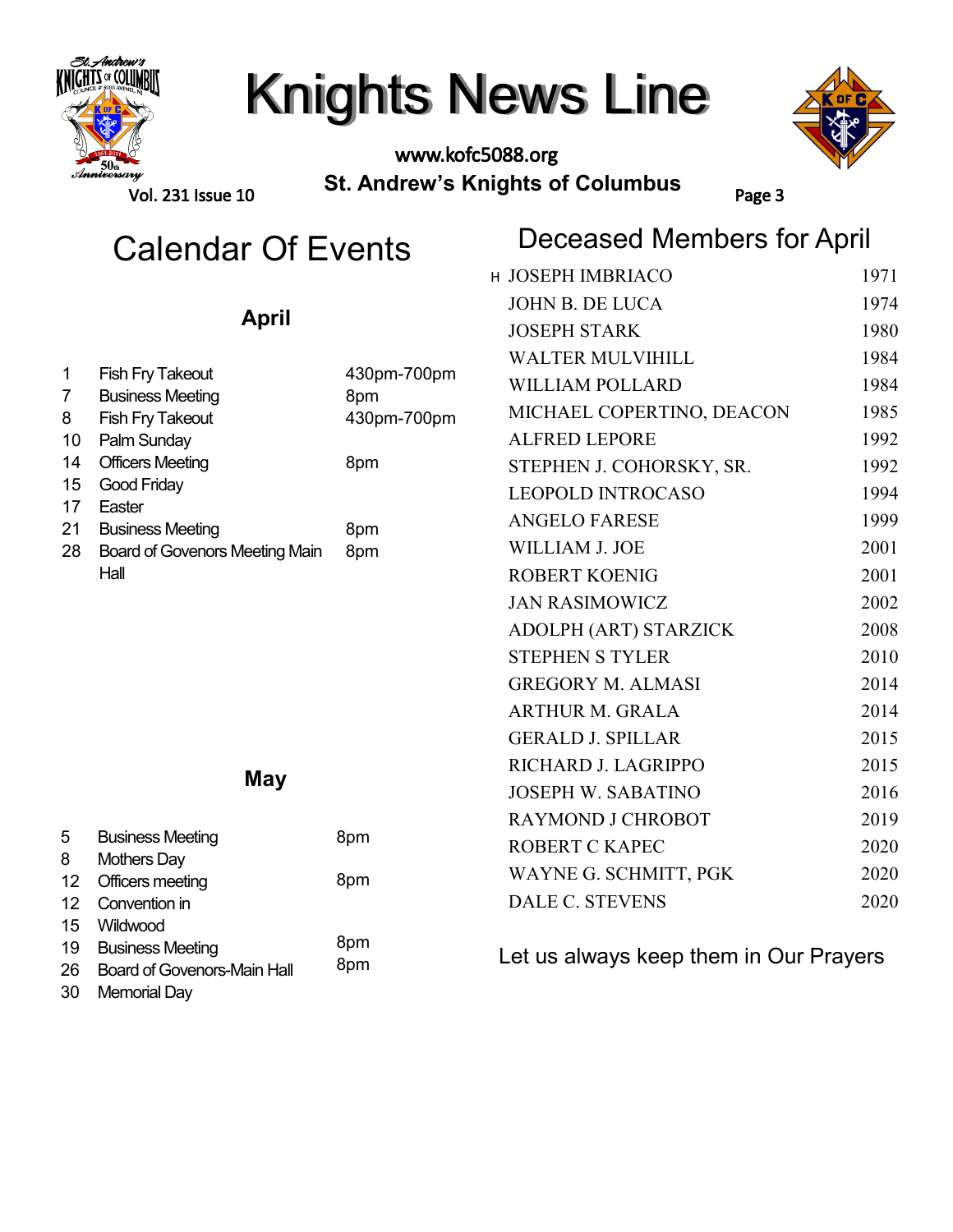# Knights News Line

www.kofc5088.org

St. Andrew's Knights of Columbus

## Calendar Of Events

### April

| | | |
|---|---|---|
| 1 | Fish Fry Takeout | 430pm-700pm |
| 7 | Business Meeting | 8pm |
| 8 | Fish Fry Takeout | 430pm-700pm |
| 10 | Palm Sunday | |
| 14 | Officers Meeting | 8pm |
| 15 | Good Friday | |
| 17 | Easter | |
| 21 | Business Meeting | 8pm |
| 28 | Board of Govenors Meeting Main Hall | 8pm |

### May

| | | |
|---|---|---|
| 5 | Business Meeting | 8pm |
| 8 | Mothers Day | |
| 12 | Officers meeting | 8pm |
| 12 | Convention in | |
| 15 | Wildwood | |
| 19 | Business Meeting | 8pm |
| 26 | Board of Govenors-Main Hall | 8pm |
| 30 | Memorial Day | |

## Deceased Members for April

| | |
|---|---|
| H JOSEPH IMBRIACO | 1971 |
| JOHN B. DE LUCA | 1974 |
| JOSEPH STARK | 1980 |
| WALTER MULVIHILL | 1984 |
| WILLIAM POLLARD | 1984 |
| MICHAEL COPERTINO, DEACON | 1985 |
| ALFRED LEPORE | 1992 |
| STEPHEN J. COHORSKY, SR. | 1992 |
| LEOPOLD INTROCASO | 1994 |
| ANGELO FARESE | 1999 |
| WILLIAM J. JOE | 2001 |
| ROBERT KOENIG | 2001 |
| JAN RASIMOWICZ | 2002 |
| ADOLPH (ART) STARZICK | 2008 |
| STEPHEN S TYLER | 2010 |
| GREGORY M. ALMASI | 2014 |
| ARTHUR M. GRALA | 2014 |
| GERALD J. SPILLAR | 2015 |
| RICHARD J. LAGRIPPO | 2015 |
| JOSEPH W. SABATINO | 2016 |
| RAYMOND J CHROBOT | 2019 |
| ROBERT C KAPEC | 2020 |
| WAYNE G. SCHMITT, PGK | 2020 |
| DALE C. STEVENS | 2020 |

Let us always keep them in Our Prayers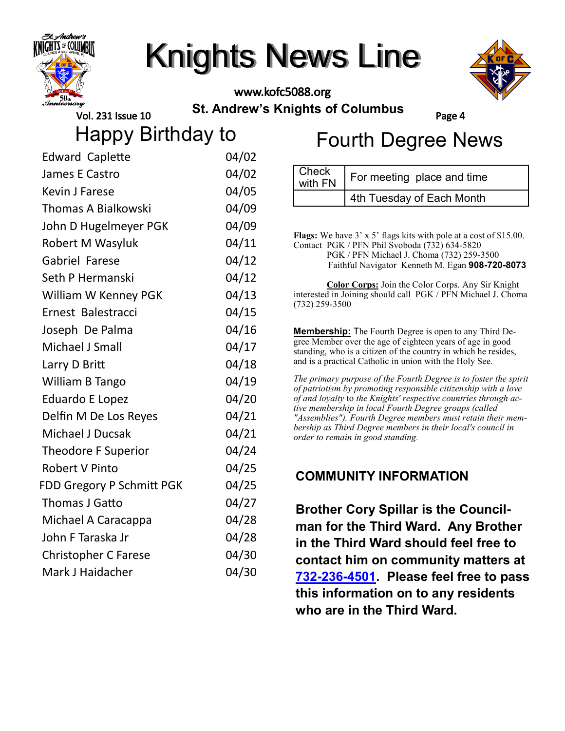# Knights News Line

www.kofc5088.org

**St. Andrew's Knights of Columbus**

## Happy Birthday to

| Name | Date |
|---|---|
| Edward Caplette | 04/02 |
| James E Castro | 04/02 |
| Kevin J Farese | 04/05 |
| Thomas A Bialkowski | 04/09 |
| John D Hugelmeyer PGK | 04/09 |
| Robert M Wasyluk | 04/11 |
| Gabriel Farese | 04/12 |
| Seth P Hermanski | 04/12 |
| William W Kenney PGK | 04/13 |
| Ernest Balestracci | 04/15 |
| Joseph De Palma | 04/16 |
| Michael J Small | 04/17 |
| Larry D Britt | 04/18 |
| William B Tango | 04/19 |
| Eduardo E Lopez | 04/20 |
| Delfin M De Los Reyes | 04/21 |
| Michael J Ducsak | 04/21 |
| Theodore F Superior | 04/24 |
| Robert V Pinto | 04/25 |
| FDD Gregory P Schmitt PGK | 04/25 |
| Thomas J Gatto | 04/27 |
| Michael A Caracappa | 04/28 |
| John F Taraska Jr | 04/28 |
| Christopher C Farese | 04/30 |
| Mark J Haidacher | 04/30 |

## Fourth Degree News

| Check with FN | For meeting place and time |
|---|---|
| | 4th Tuesday of Each Month |

**Flags:** We have 3' x 5' flags kits with pole at a cost of $15.00.
Contact PGK / PFN Phil Svoboda (732) 634-5820
PGK / PFN Michael J. Choma (732) 259-3500
Faithful Navigator Kenneth M. Egan **908-720-8073**

**Color Corps:** Join the Color Corps. Any Sir Knight interested in Joining should call PGK / PFN Michael J. Choma (732) 259-3500

**Membership:** The Fourth Degree is open to any Third Degree Member over the age of eighteen years of age in good standing, who is a citizen of the country in which he resides, and is a practical Catholic in union with the Holy See.

*The primary purpose of the Fourth Degree is to foster the spirit of patriotism by promoting responsible citizenship with a love of and loyalty* to *the Knights' respective countries through active membership in local Fourth Degree groups (called "Assemblies"). Fourth Degree members must retain their membership as Third Degree members in their local's council in order to remain in good standing.*

### COMMUNITY INFORMATION

**Brother Cory Spillar is the Councilman for the Third Ward. Any Brother in the Third Ward should feel free to contact him on community matters at 732-236-4501. Please feel free to pass this information on to any residents who are in the Third Ward.**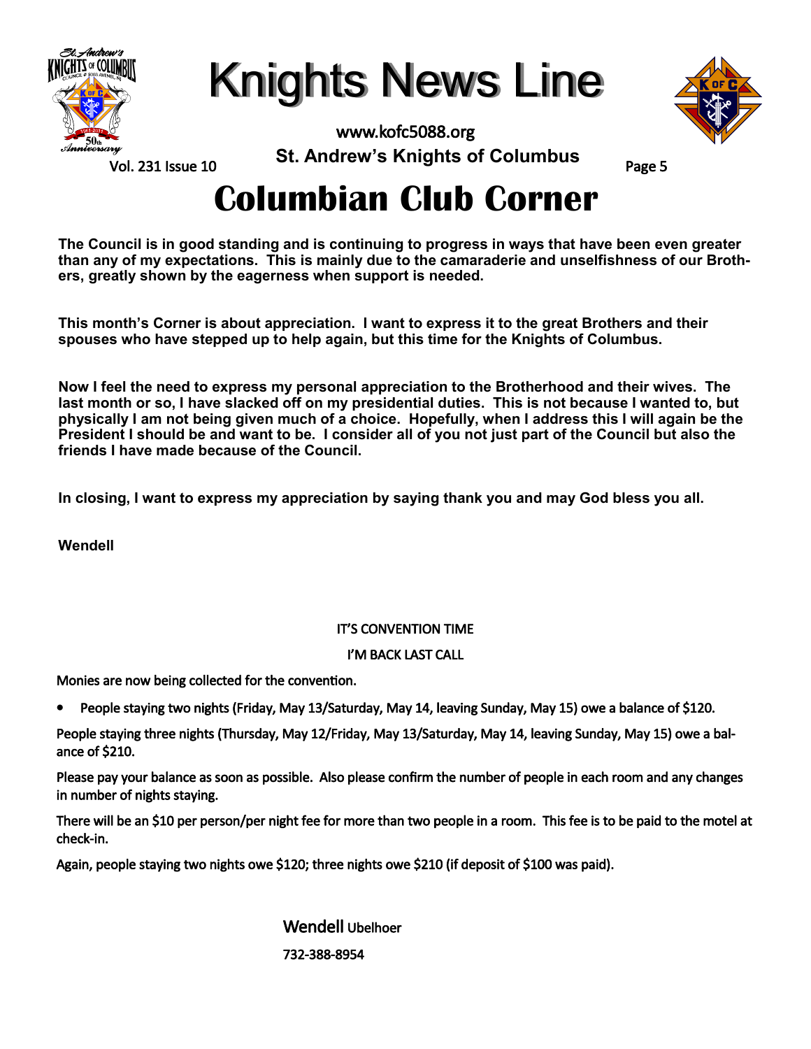# Columbian Club Corner

**The Council is in good standing and is continuing to progress in ways that have been even greater than any of my expectations. This is mainly due to the camaraderie and unselfishness of our Brothers, greatly shown by the eagerness when support is needed.**

**This month's Corner is about appreciation. I want to express it to the great Brothers and their spouses who have stepped up to help again, but this time for the Knights of Columbus.**

**Now I feel the need to express my personal appreciation to the Brotherhood and their wives. The last month or so, I have slacked off on my presidential duties. This is not because I wanted to, but physically I am not being given much of a choice. Hopefully, when I address this I will again be the President I should be and want to be. I consider all of you not just part of the Council but also the friends I have made because of the Council.**

**In closing, I want to express my appreciation by saying thank you and may God bless you all.**

**Wendell**

IT'S CONVENTION TIME

I'M BACK LAST CALL

Monies are now being collected for the convention.

- People staying two nights (Friday, May 13/Saturday, May 14, leaving Sunday, May 15) owe a balance of $120.

People staying three nights (Thursday, May 12/Friday, May 13/Saturday, May 14, leaving Sunday, May 15) owe a balance of $210.

Please pay your balance as soon as possible. Also please confirm the number of people in each room and any changes in number of nights staying.

There will be an $10 per person/per night fee for more than two people in a room. This fee is to be paid to the motel at check-in.

Again, people staying two nights owe $120; three nights owe $210 (if deposit of $100 was paid).

Wendell Ubelhoer

732-388-8954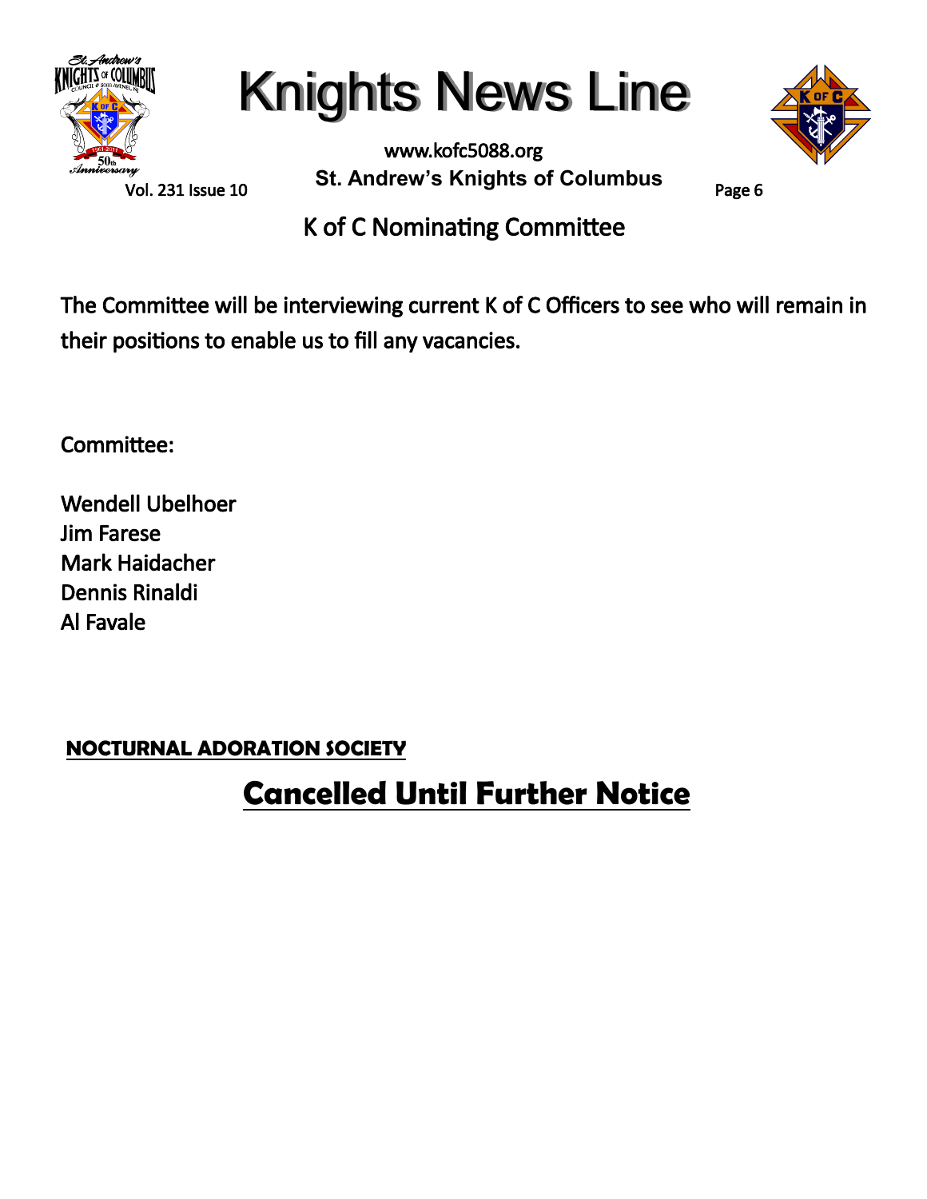## K of C Nominating Committee

The Committee will be interviewing current K of C Officers to see who will remain in their positions to enable us to fill any vacancies.

Committee:

Wendell Ubelhoer
Jim Farese
Mark Haidacher
Dennis Rinaldi
Al Favale

**NOCTURNAL ADORATION SOCIETY**

## Cancelled Until Further Notice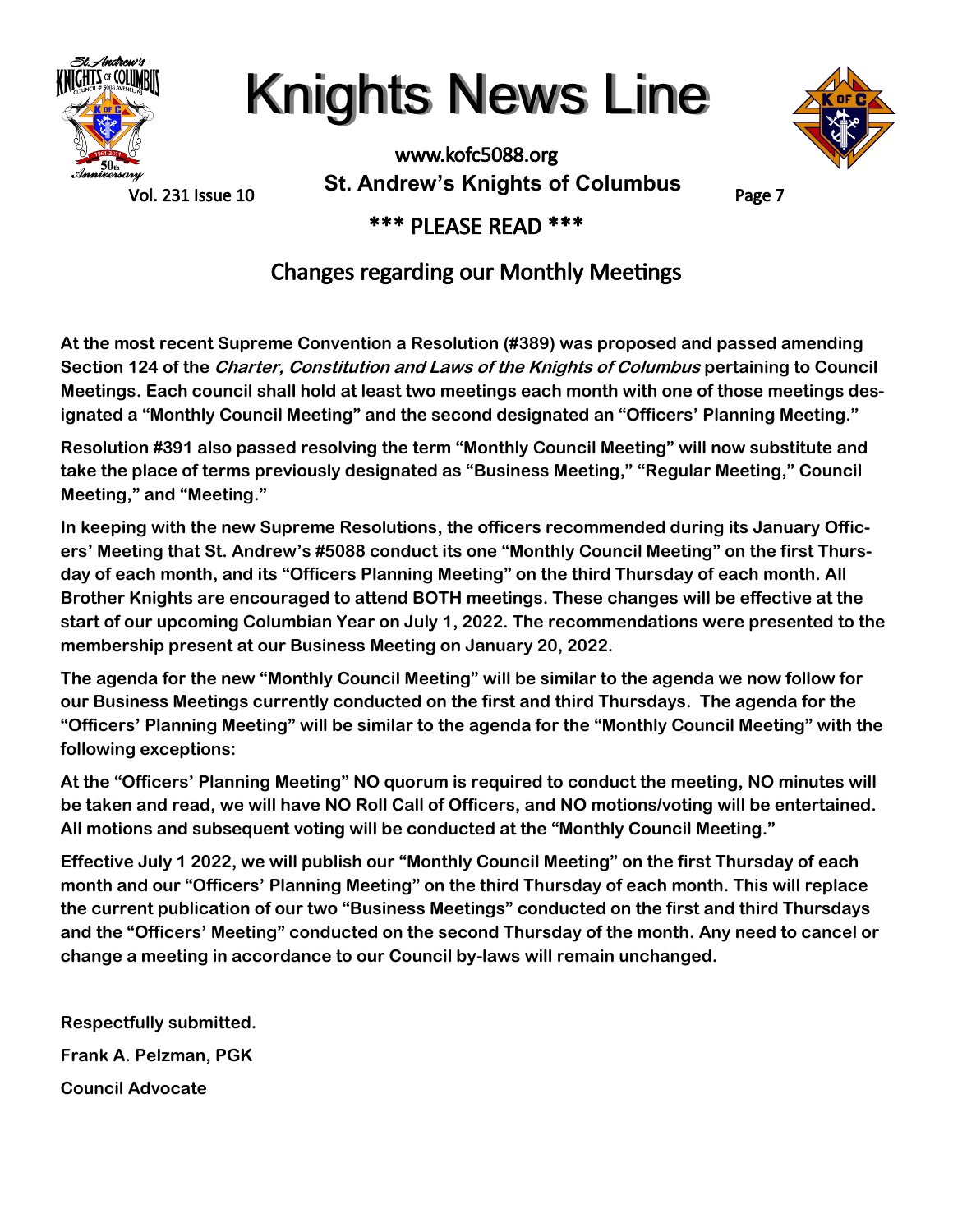## *** PLEASE READ ***

## Changes regarding our Monthly Meetings

**At the most recent Supreme Convention a Resolution (#389) was proposed and passed amending Section 124 of the *Charter, Constitution and Laws of the Knights of Columbus* pertaining to Council Meetings. Each council shall hold at least two meetings each month with one of those meetings designated a "Monthly Council Meeting" and the second designated an "Officers' Planning Meeting."**

**Resolution #391 also passed resolving the term "Monthly Council Meeting" will now substitute and take the place of terms previously designated as "Business Meeting," "Regular Meeting," Council Meeting," and "Meeting."**

**In keeping with the new Supreme Resolutions, the officers recommended during its January Officers' Meeting that St. Andrew's #5088 conduct its one "Monthly Council Meeting" on the first Thursday of each month, and its "Officers Planning Meeting" on the third Thursday of each month. All Brother Knights are encouraged to attend BOTH meetings. These changes will be effective at the start of our upcoming Columbian Year on July 1, 2022. The recommendations were presented to the membership present at our Business Meeting on January 20, 2022.**

**The agenda for the new "Monthly Council Meeting" will be similar to the agenda we now follow for our Business Meetings currently conducted on the first and third Thursdays. The agenda for the "Officers' Planning Meeting" will be similar to the agenda for the "Monthly Council Meeting" with the following exceptions:**

**At the "Officers' Planning Meeting" NO quorum is required to conduct the meeting, NO minutes will be taken and read, we will have NO Roll Call of Officers, and NO motions/voting will be entertained. All motions and subsequent voting will be conducted at the "Monthly Council Meeting."**

**Effective July 1 2022, we will publish our "Monthly Council Meeting" on the first Thursday of each month and our "Officers' Planning Meeting" on the third Thursday of each month. This will replace the current publication of our two "Business Meetings" conducted on the first and third Thursdays and the "Officers' Meeting" conducted on the second Thursday of the month. Any need to cancel or change a meeting in accordance to our Council by-laws will remain unchanged.**

**Respectfully submitted.**

**Frank A. Pelzman, PGK**

**Council Advocate**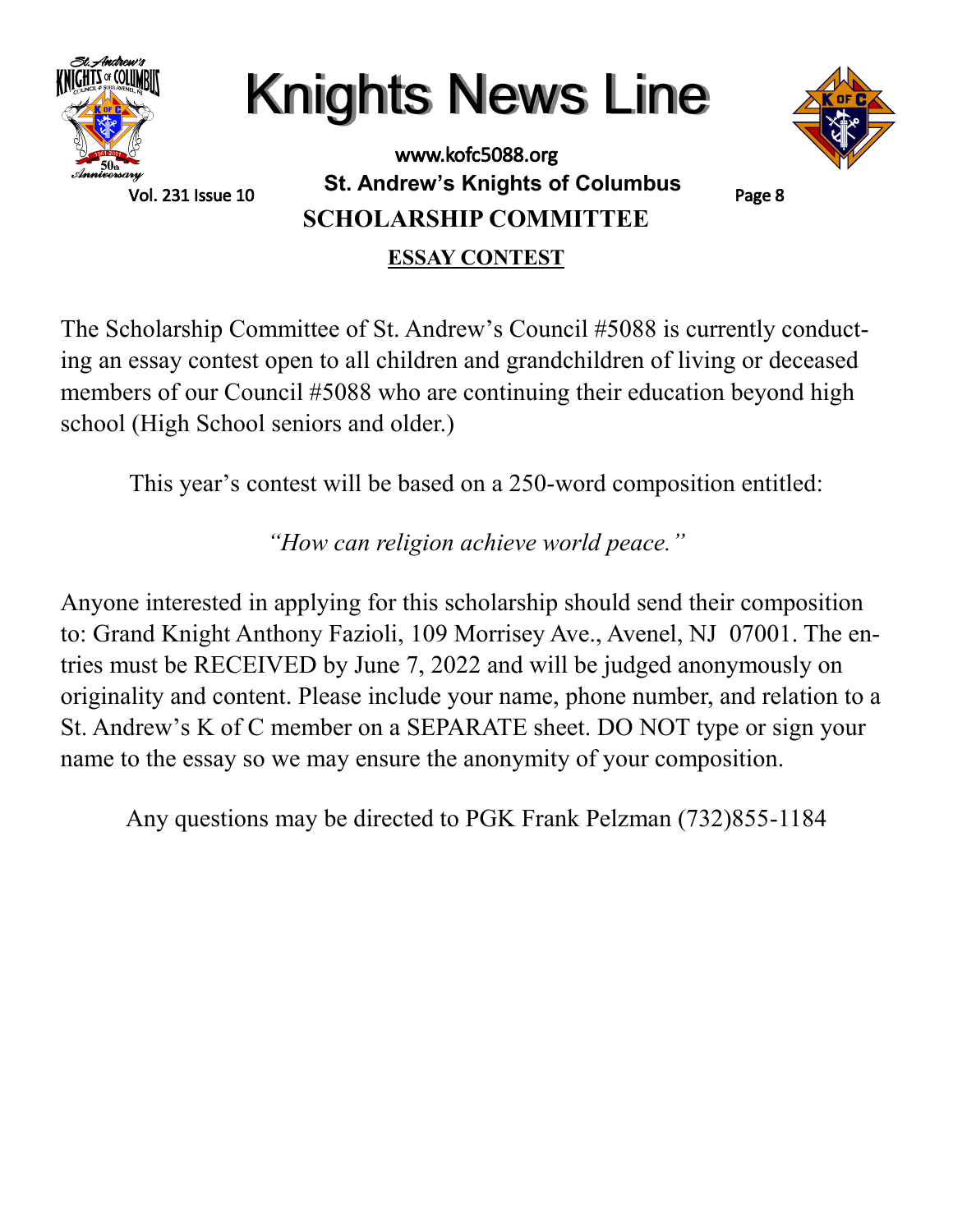# SCHOLARSHIP COMMITTEE

## ESSAY CONTEST

The Scholarship Committee of St. Andrew's Council #5088 is currently conducting an essay contest open to all children and grandchildren of living or deceased members of our Council #5088 who are continuing their education beyond high school (High School seniors and older.)

This year's contest will be based on a 250-word composition entitled:

*"How can religion achieve world peace."*

Anyone interested in applying for this scholarship should send their composition to: Grand Knight Anthony Fazioli, 109 Morrisey Ave., Avenel, NJ 07001. The entries must be RECEIVED by June 7, 2022 and will be judged anonymously on originality and content. Please include your name, phone number, and relation to a St. Andrew's K of C member on a SEPARATE sheet. DO NOT type or sign your name to the essay so we may ensure the anonymity of your composition.

Any questions may be directed to PGK Frank Pelzman (732)855-1184